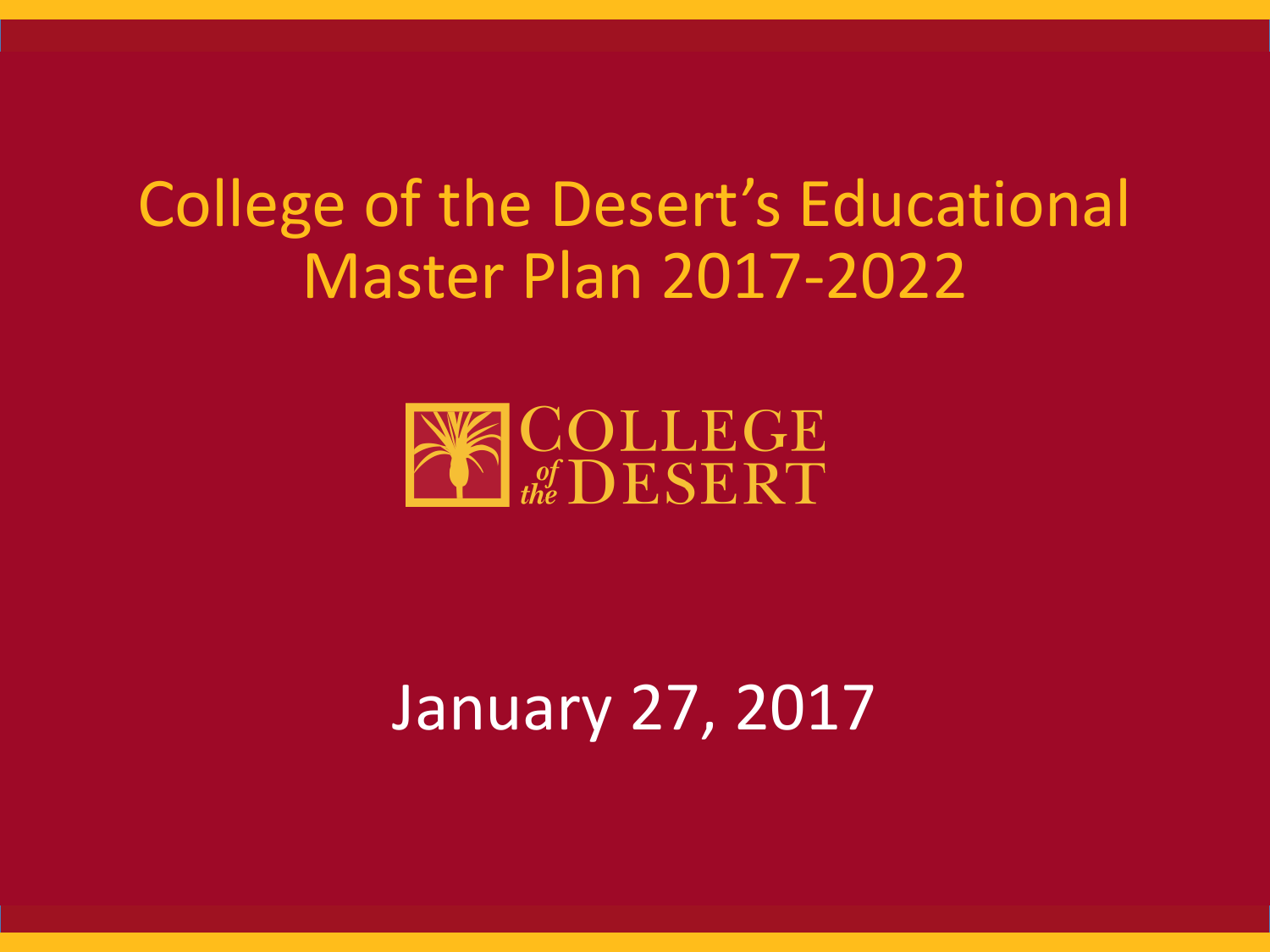# College of the Desert's Educational Master Plan 2017-2022

COLLEGE of the DESERT

January 27, 2017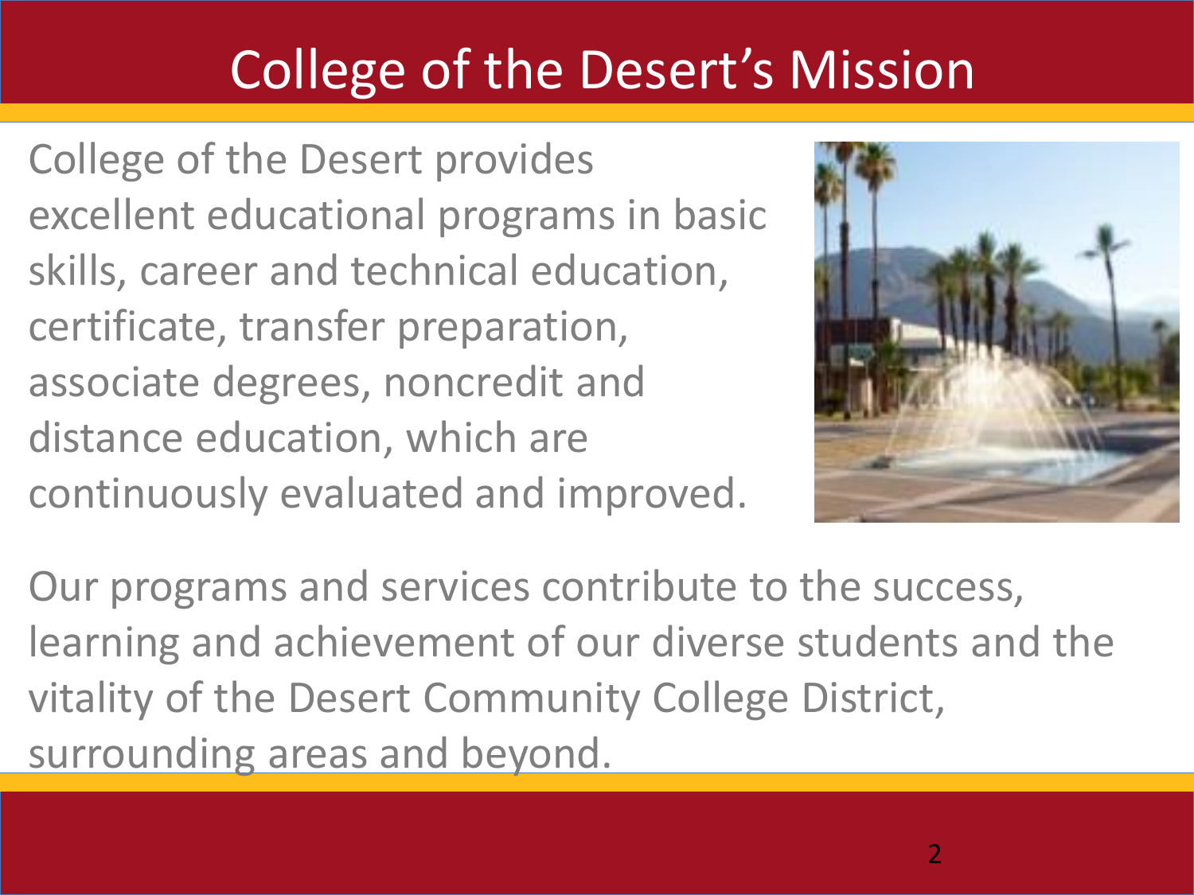# College of the Desert's Mission

College of the Desert provides excellent educational programs in basic skills, career and technical education, certificate, transfer preparation, associate degrees, noncredit and distance education, which are continuously evaluated and improved.

Our programs and services contribute to the success, learning and achievement of our diverse students and the vitality of the Desert Community College District, surrounding areas and beyond.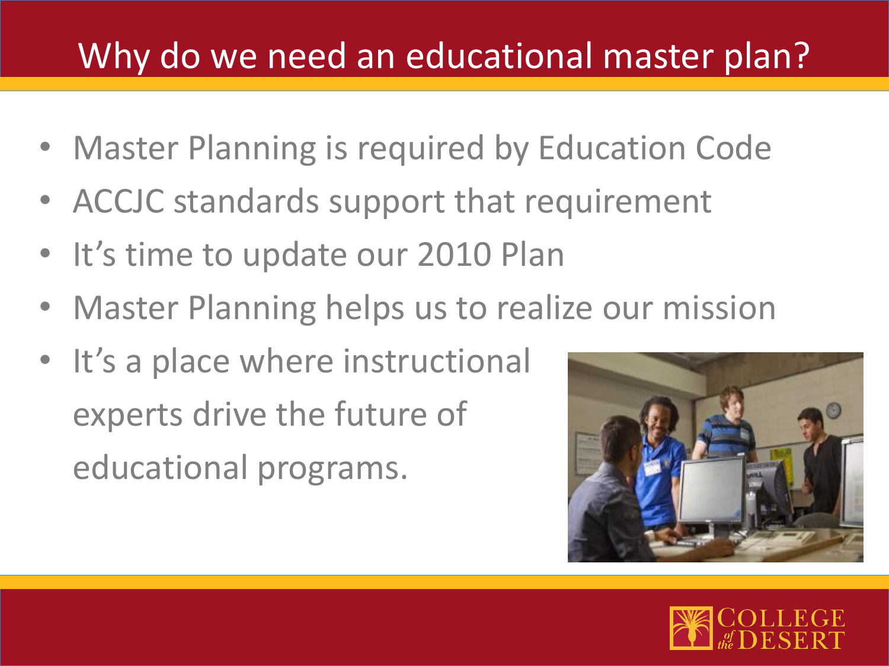# Why do we need an educational master plan?

- Master Planning is required by Education Code
- ACCJC standards support that requirement
- It's time to update our 2010 Plan
- Master Planning helps us to realize our mission
- It's a place where instructional experts drive the future of educational programs.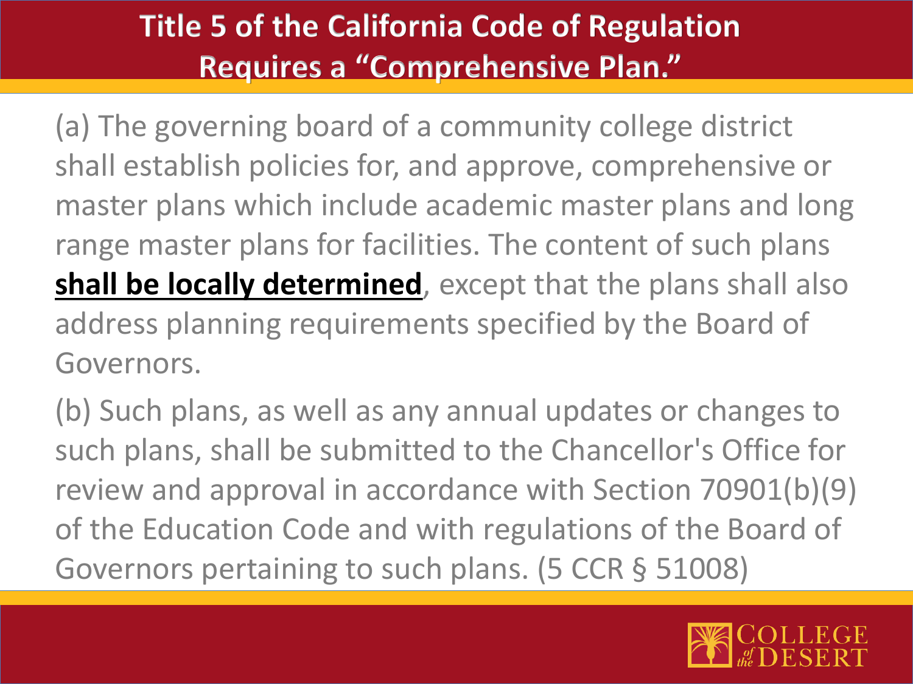# Title 5 of the California Code of Regulation Requires a "Comprehensive Plan."

(a) The governing board of a community college district shall establish policies for, and approve, comprehensive or master plans which include academic master plans and long range master plans for facilities. The content of such plans **shall be locally determined**, except that the plans shall also address planning requirements specified by the Board of Governors.

(b) Such plans, as well as any annual updates or changes to such plans, shall be submitted to the Chancellor's Office for review and approval in accordance with Section 70901(b)(9) of the Education Code and with regulations of the Board of Governors pertaining to such plans. (5 CCR § 51008)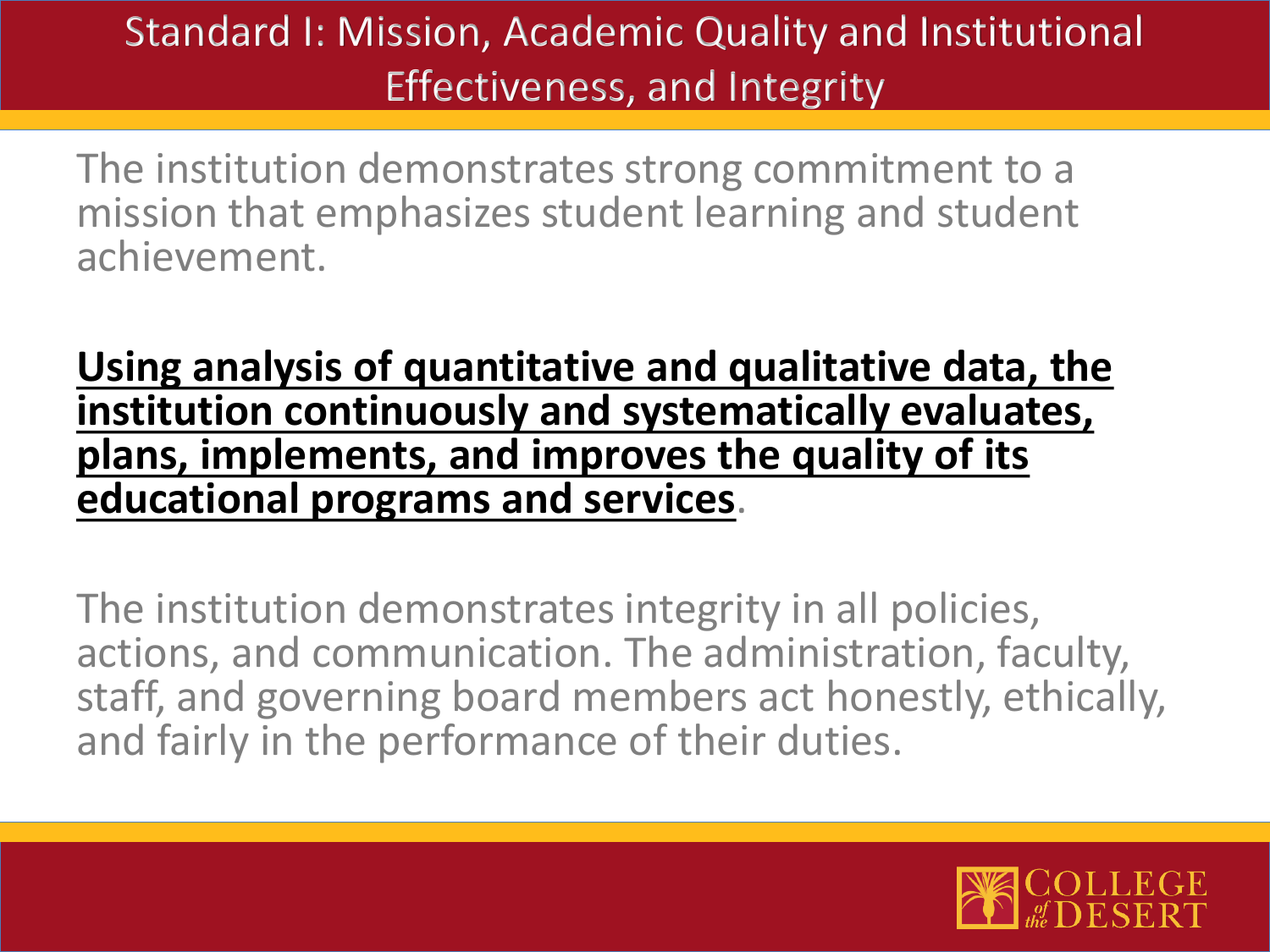# Standard I: Mission, Academic Quality and Institutional Effectiveness, and Integrity

The institution demonstrates strong commitment to a mission that emphasizes student learning and student achievement.

**Using analysis of quantitative and qualitative data, the institution continuously and systematically evaluates, plans, implements, and improves the quality of its educational programs and services**.

The institution demonstrates integrity in all policies, actions, and communication. The administration, faculty, staff, and governing board members act honestly, ethically, and fairly in the performance of their duties.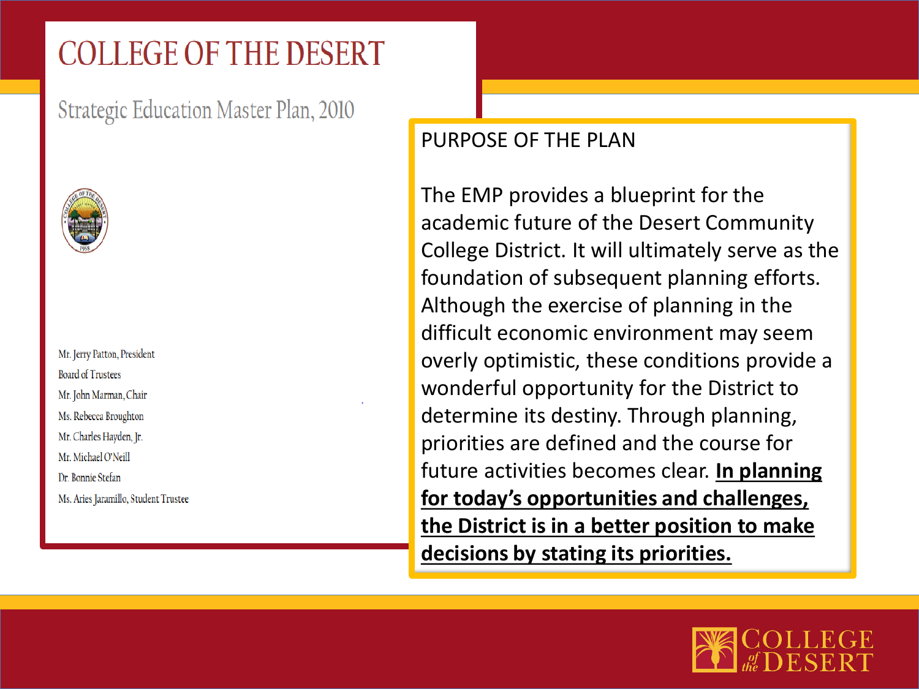# COLLEGE OF THE DESERT

## Strategic Education Master Plan, 2010

Mr. Jerry Patton, President

Board of Trustees

Mr. John Marman, Chair

Ms. Rebecca Broughton

Mr. Charles Hayden, Jr.

Mr. Michael O'Neill

Dr. Bonnie Stefan

Ms. Aries Jaramillo, Student Trustee

## PURPOSE OF THE PLAN

The EMP provides a blueprint for the academic future of the Desert Community College District. It will ultimately serve as the foundation of subsequent planning efforts. Although the exercise of planning in the difficult economic environment may seem overly optimistic, these conditions provide a wonderful opportunity for the District to determine its destiny. Through planning, priorities are defined and the course for future activities becomes clear. **In planning for today's opportunities and challenges, the District is in a better position to make decisions by stating its priorities.**

COLLEGE of the DESERT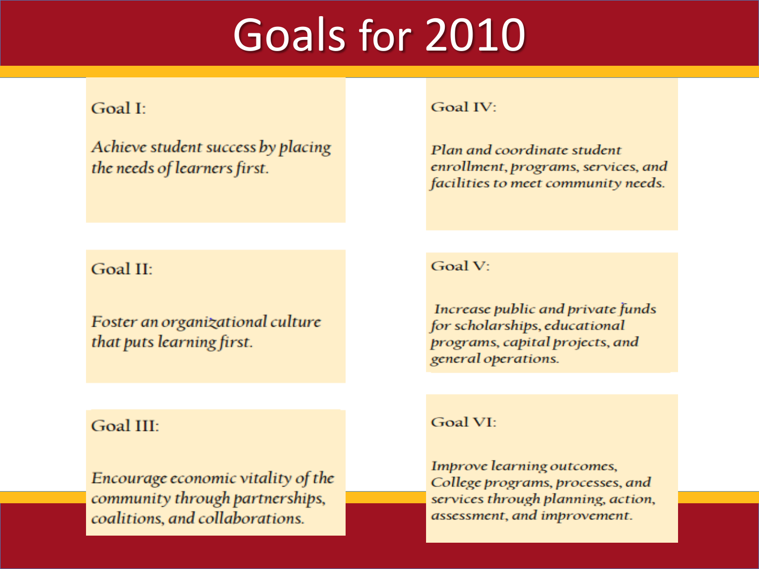# Goals for 2010

**Goal I:**

*Achieve student success by placing the needs of learners first.*

**Goal II:**

*Foster an organizational culture that puts learning first.*

**Goal III:**

*Encourage economic vitality of the community through partnerships, coalitions, and collaborations.*

**Goal IV:**

*Plan and coordinate student enrollment, programs, services, and facilities to meet community needs.*

**Goal V:**

*Increase public and private funds for scholarships, educational programs, capital projects, and general operations.*

**Goal VI:**

*Improve learning outcomes, College programs, processes, and services through planning, action, assessment, and improvement.*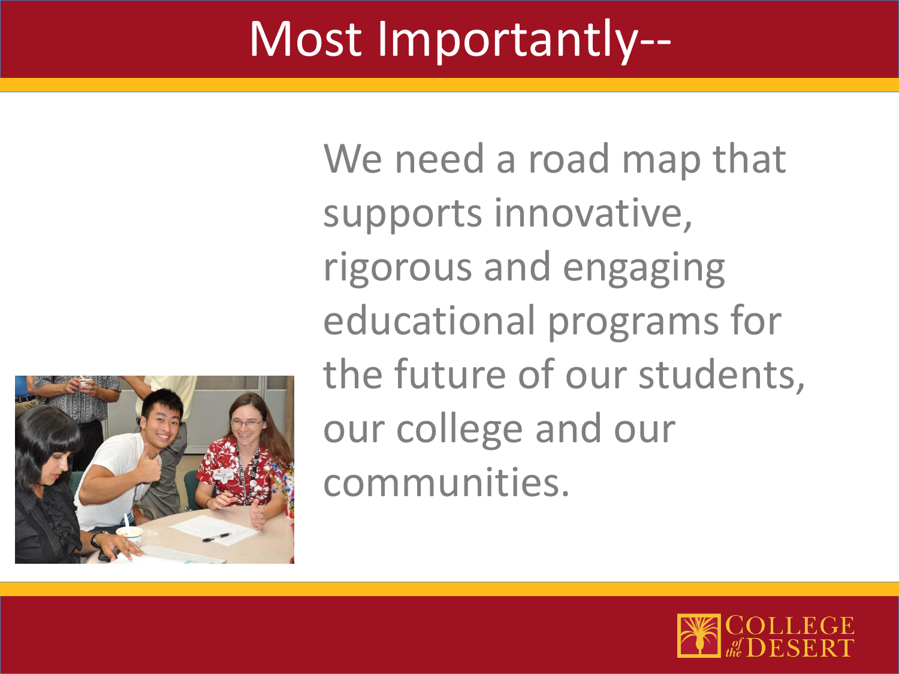# Most Importantly--

We need a road map that supports innovative, rigorous and engaging educational programs for the future of our students, our college and our communities.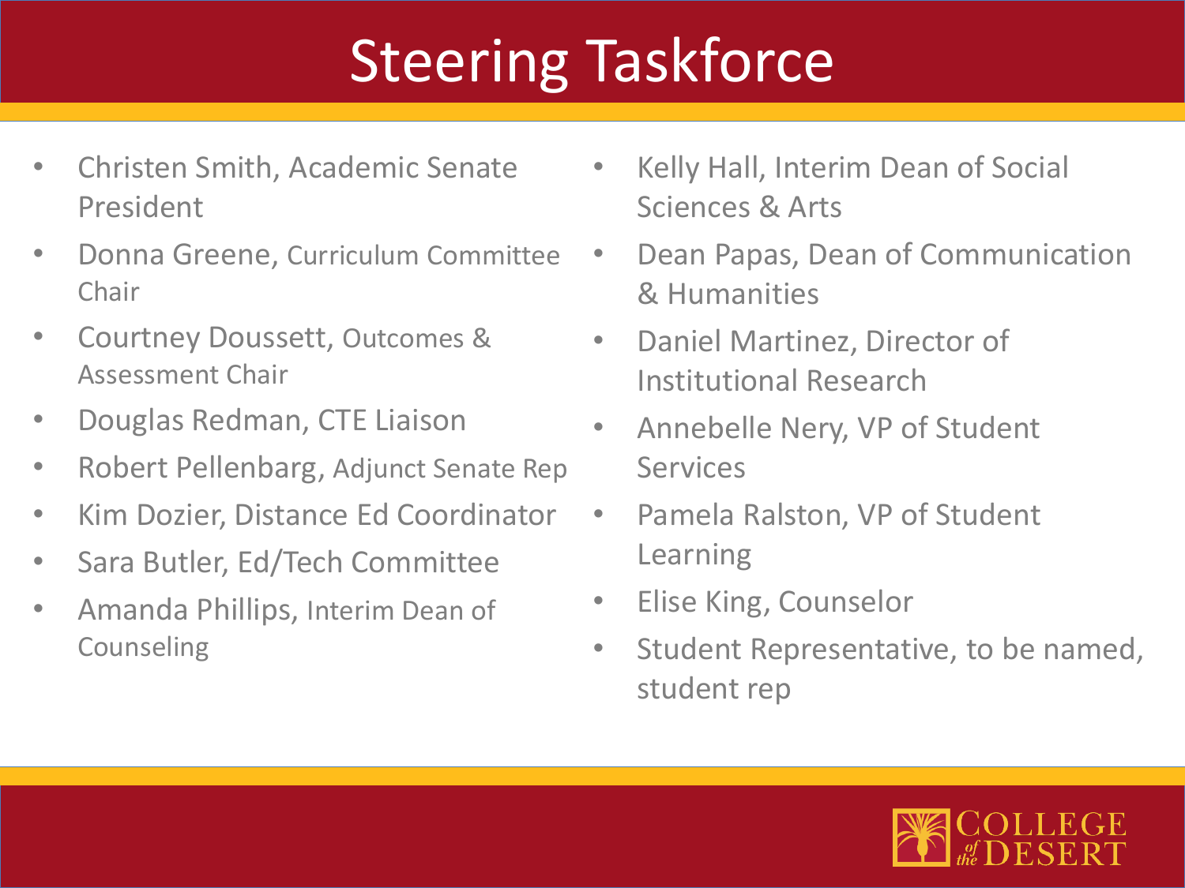# Steering Taskforce

- Christen Smith, Academic Senate President
- Donna Greene, Curriculum Committee Chair
- Courtney Doussett, Outcomes & Assessment Chair
- Douglas Redman, CTE Liaison
- Robert Pellenbarg, Adjunct Senate Rep
- Kim Dozier, Distance Ed Coordinator
- Sara Butler, Ed/Tech Committee
- Amanda Phillips, Interim Dean of Counseling
- Kelly Hall, Interim Dean of Social Sciences & Arts
- Dean Papas, Dean of Communication & Humanities
- Daniel Martinez, Director of Institutional Research
- Annebelle Nery, VP of Student Services
- Pamela Ralston, VP of Student Learning
- Elise King, Counselor
- Student Representative, to be named, student rep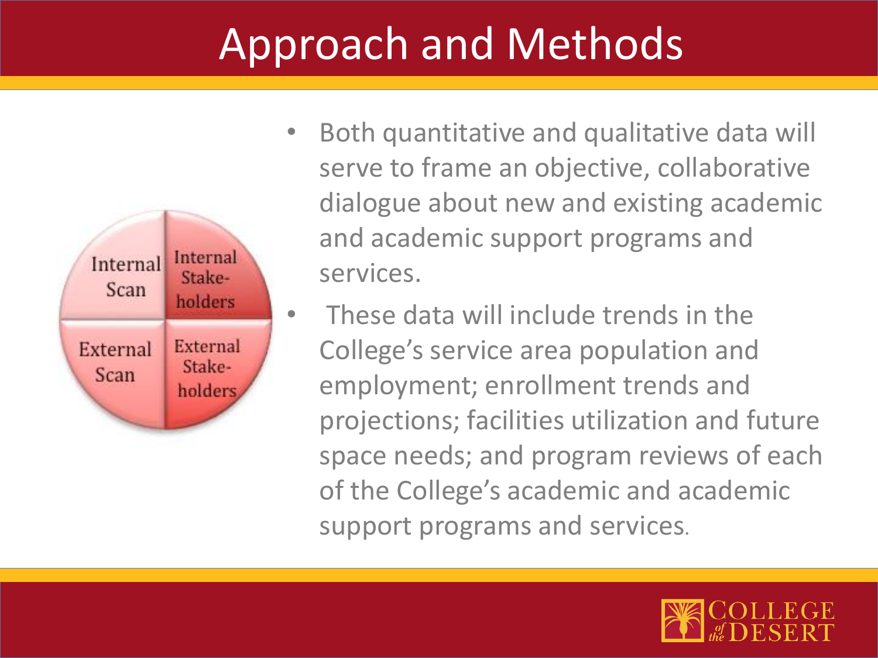# Approach and Methods

Internal Scan | Internal Stake-holders | External Scan | External Stake-holders

- Both quantitative and qualitative data will serve to frame an objective, collaborative dialogue about new and existing academic and academic support programs and services.
- These data will include trends in the College's service area population and employment; enrollment trends and projections; facilities utilization and future space needs; and program reviews of each of the College's academic and academic support programs and services.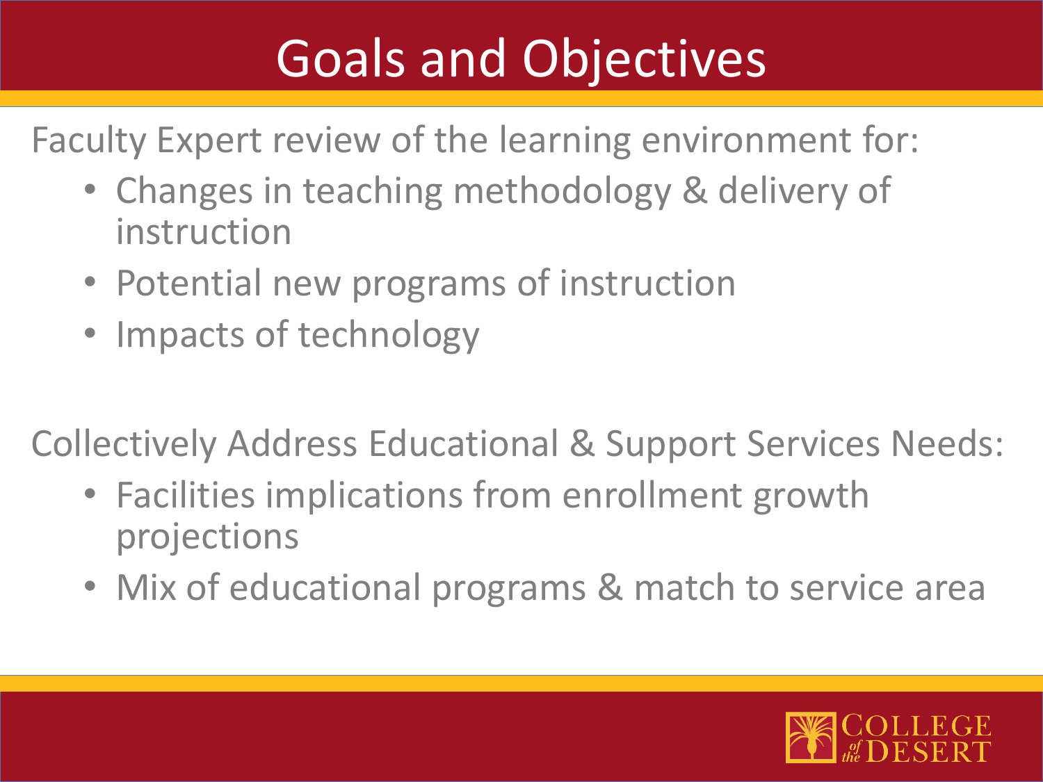# Goals and Objectives

Faculty Expert review of the learning environment for:

- Changes in teaching methodology & delivery of instruction
- Potential new programs of instruction
- Impacts of technology

Collectively Address Educational & Support Services Needs:

- Facilities implications from enrollment growth projections
- Mix of educational programs & match to service area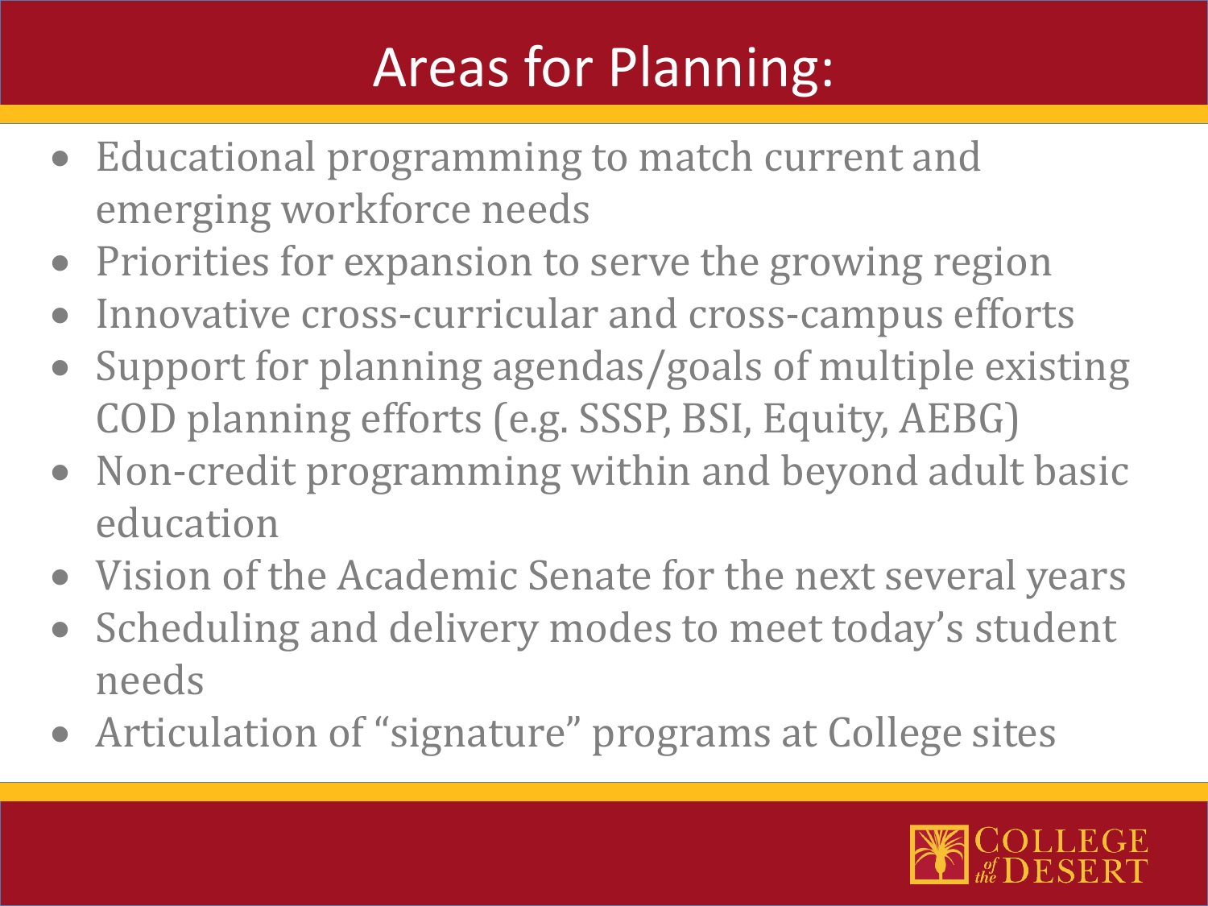# Areas for Planning:

- Educational programming to match current and emerging workforce needs
- Priorities for expansion to serve the growing region
- Innovative cross-curricular and cross-campus efforts
- Support for planning agendas/goals of multiple existing COD planning efforts (e.g. SSSP, BSI, Equity, AEBG)
- Non-credit programming within and beyond adult basic education
- Vision of the Academic Senate for the next several years
- Scheduling and delivery modes to meet today's student needs
- Articulation of "signature" programs at College sites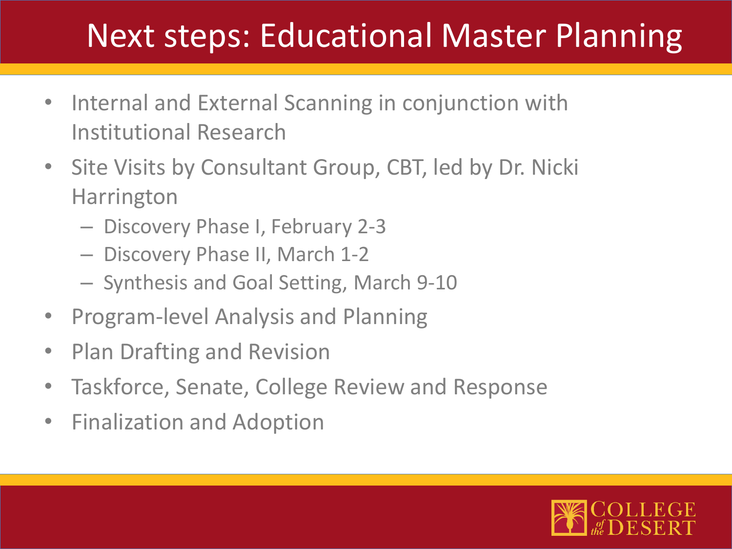# Next steps: Educational Master Planning

- Internal and External Scanning in conjunction with Institutional Research
- Site Visits by Consultant Group, CBT, led by Dr. Nicki Harrington
  - Discovery Phase I, February 2-3
  - Discovery Phase II, March 1-2
  - Synthesis and Goal Setting, March 9-10
- Program-level Analysis and Planning
- Plan Drafting and Revision
- Taskforce, Senate, College Review and Response
- Finalization and Adoption

COLLEGE of the DESERT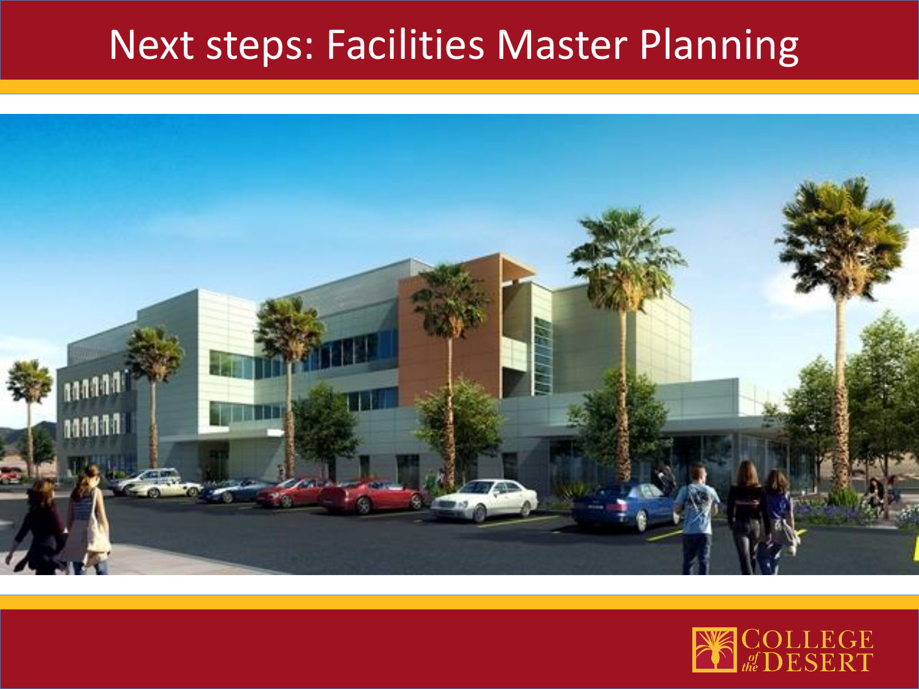# Next steps: Facilities Master Planning